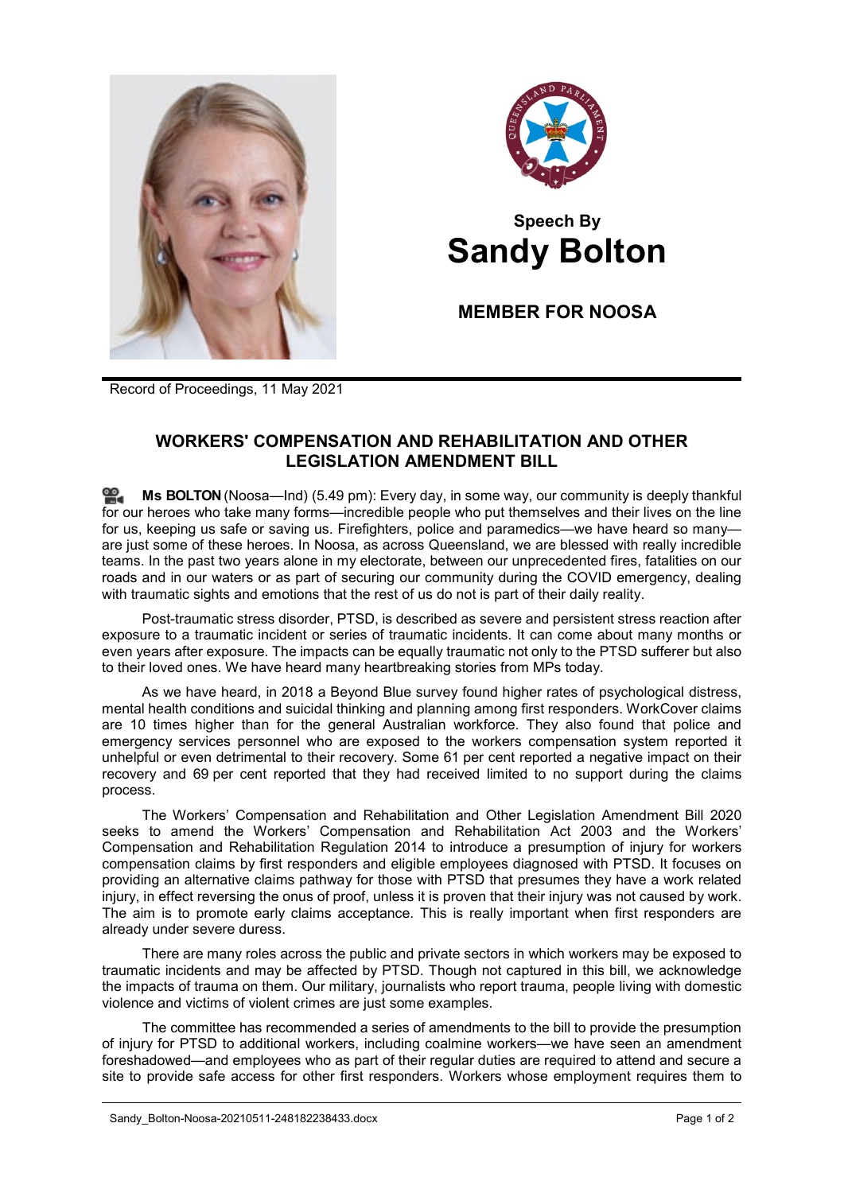**Speech By**

# Sandy Bolton

**MEMBER FOR NOOSA**

Record of Proceedings, 11 May 2021

## WORKERS' COMPENSATION AND REHABILITATION AND OTHER LEGISLATION AMENDMENT BILL

**Ms BOLTON** (Noosa—Ind) (5.49 pm): Every day, in some way, our community is deeply thankful for our heroes who take many forms—incredible people who put themselves and their lives on the line for us, keeping us safe or saving us. Firefighters, police and paramedics—we have heard so many—are just some of these heroes. In Noosa, as across Queensland, we are blessed with really incredible teams. In the past two years alone in my electorate, between our unprecedented fires, fatalities on our roads and in our waters or as part of securing our community during the COVID emergency, dealing with traumatic sights and emotions that the rest of us do not is part of their daily reality.

Post-traumatic stress disorder, PTSD, is described as severe and persistent stress reaction after exposure to a traumatic incident or series of traumatic incidents. It can come about many months or even years after exposure. The impacts can be equally traumatic not only to the PTSD sufferer but also to their loved ones. We have heard many heartbreaking stories from MPs today.

As we have heard, in 2018 a Beyond Blue survey found higher rates of psychological distress, mental health conditions and suicidal thinking and planning among first responders. WorkCover claims are 10 times higher than for the general Australian workforce. They also found that police and emergency services personnel who are exposed to the workers compensation system reported it unhelpful or even detrimental to their recovery. Some 61 per cent reported a negative impact on their recovery and 69 per cent reported that they had received limited to no support during the claims process.

The Workers' Compensation and Rehabilitation and Other Legislation Amendment Bill 2020 seeks to amend the Workers' Compensation and Rehabilitation Act 2003 and the Workers' Compensation and Rehabilitation Regulation 2014 to introduce a presumption of injury for workers compensation claims by first responders and eligible employees diagnosed with PTSD. It focuses on providing an alternative claims pathway for those with PTSD that presumes they have a work related injury, in effect reversing the onus of proof, unless it is proven that their injury was not caused by work. The aim is to promote early claims acceptance. This is really important when first responders are already under severe duress.

There are many roles across the public and private sectors in which workers may be exposed to traumatic incidents and may be affected by PTSD. Though not captured in this bill, we acknowledge the impacts of trauma on them. Our military, journalists who report trauma, people living with domestic violence and victims of violent crimes are just some examples.

The committee has recommended a series of amendments to the bill to provide the presumption of injury for PTSD to additional workers, including coalmine workers—we have seen an amendment foreshadowed—and employees who as part of their regular duties are required to attend and secure a site to provide safe access for other first responders. Workers whose employment requires them to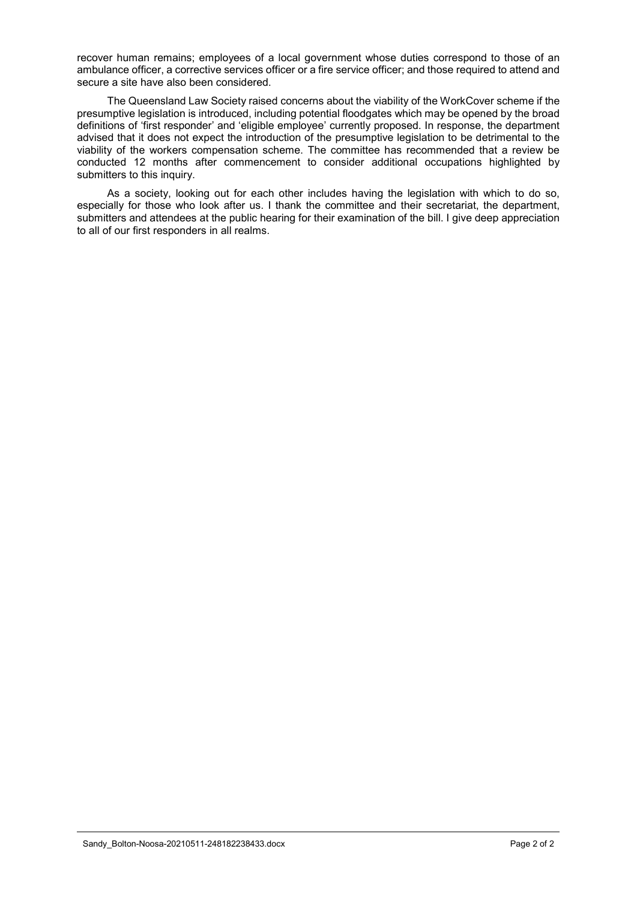recover human remains; employees of a local government whose duties correspond to those of an ambulance officer, a corrective services officer or a fire service officer; and those required to attend and secure a site have also been considered.

The Queensland Law Society raised concerns about the viability of the WorkCover scheme if the presumptive legislation is introduced, including potential floodgates which may be opened by the broad definitions of 'first responder' and 'eligible employee' currently proposed. In response, the department advised that it does not expect the introduction of the presumptive legislation to be detrimental to the viability of the workers compensation scheme. The committee has recommended that a review be conducted 12 months after commencement to consider additional occupations highlighted by submitters to this inquiry.

As a society, looking out for each other includes having the legislation with which to do so, especially for those who look after us. I thank the committee and their secretariat, the department, submitters and attendees at the public hearing for their examination of the bill. I give deep appreciation to all of our first responders in all realms.